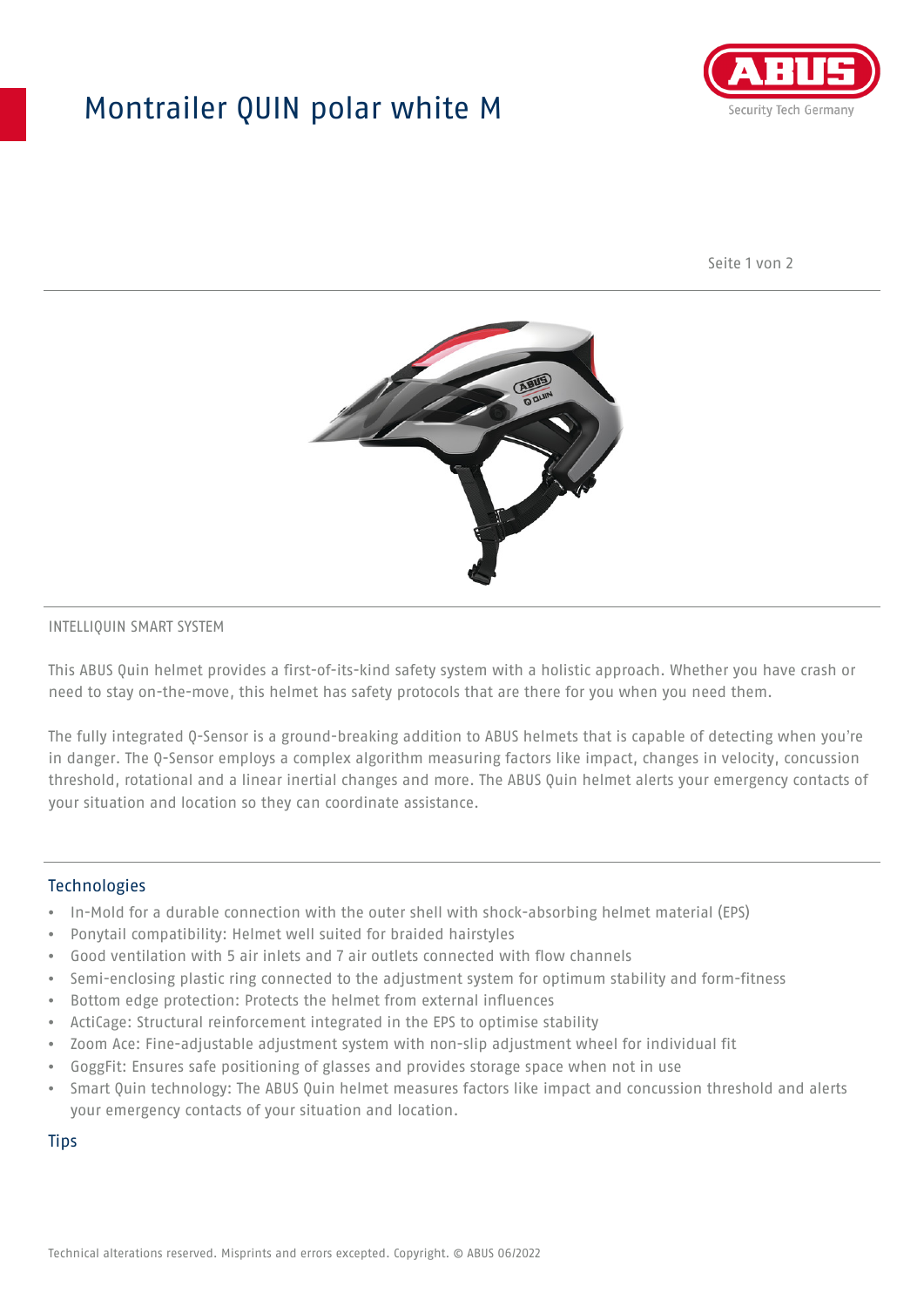# Montrailer QUIN polar white M

INTELLIQUIN SMART SYSTEM

This ABUS Quin helmet provides a first-of-its-kind safety system with a holistic approach. Whether you have crash or need to stay on-the-move, this helmet has safety protocols that are there for you when you need them.

The fully integrated Q-Sensor is a ground-breaking addition to ABUS helmets that is capable of detecting when you're in danger. The Q-Sensor employs a complex algorithm measuring factors like impact, changes in velocity, concussion threshold, rotational and a linear inertial changes and more. The ABUS Quin helmet alerts your emergency contacts of your situation and location so they can coordinate assistance.

## Technologies

- In-Mold for a durable connection with the outer shell with shock-absorbing helmet material (EPS)
- Ponytail compatibility: Helmet well suited for braided hairstyles
- Good ventilation with 5 air inlets and 7 air outlets connected with flow channels
- Semi-enclosing plastic ring connected to the adjustment system for optimum stability and form-fitness
- Bottom edge protection: Protects the helmet from external influences
- ActiCage: Structural reinforcement integrated in the EPS to optimise stability
- Zoom Ace: Fine-adjustable adjustment system with non-slip adjustment wheel for individual fit
- GoggFit: Ensures safe positioning of glasses and provides storage space when not in use
- Smart Quin technology: The ABUS Quin helmet measures factors like impact and concussion threshold and alerts your emergency contacts of your situation and location.

## Tips

Technical alterations reserved. Misprints and errors excepted. Copyright. © ABUS 06/2022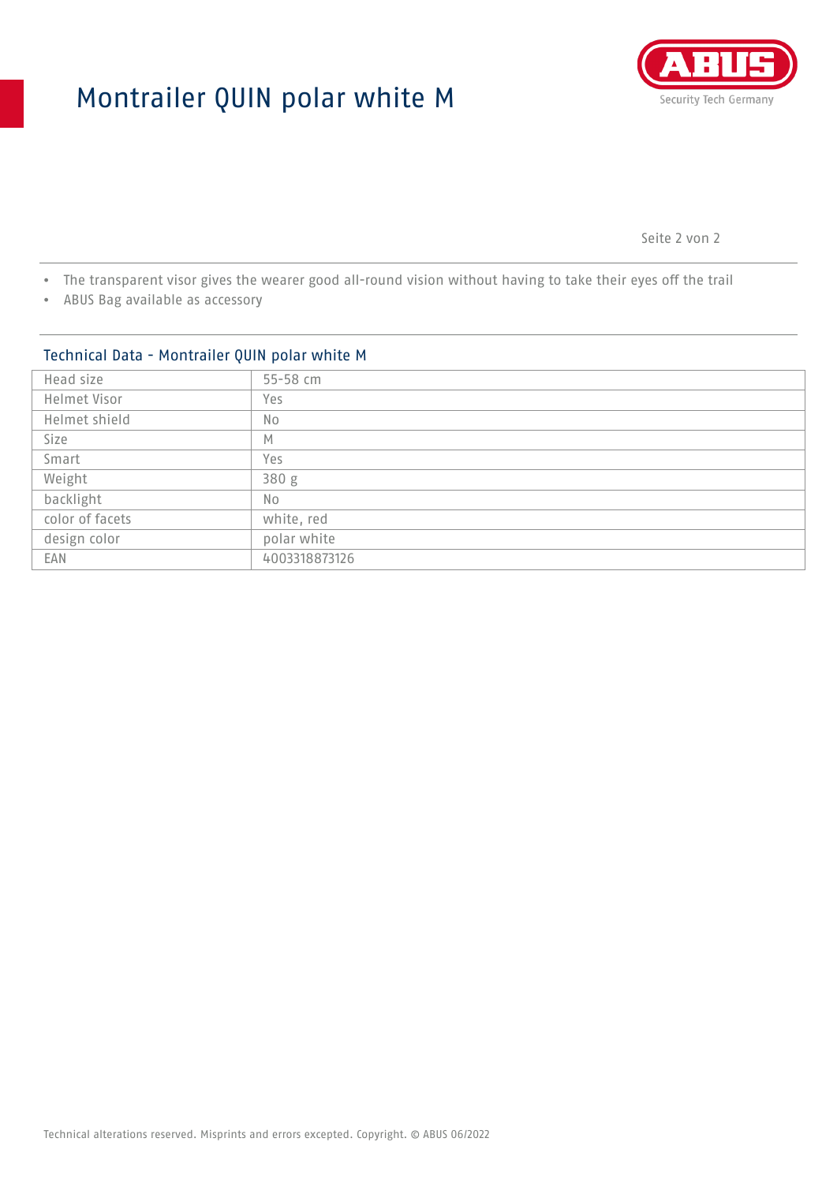- The transparent visor gives the wearer good all-round vision without having to take their eyes off the trail
- ABUS Bag available as accessory

## Technical Data - Montrailer QUIN polar white M

| | |
|---|---|
| Head size | 55-58 cm |
| Helmet Visor | Yes |
| Helmet shield | No |
| Size | M |
| Smart | Yes |
| Weight | 380 g |
| backlight | No |
| color of facets | white, red |
| design color | polar white |
| EAN | 4003318873126 |

Technical alterations reserved. Misprints and errors excepted. Copyright. © ABUS 06/2022